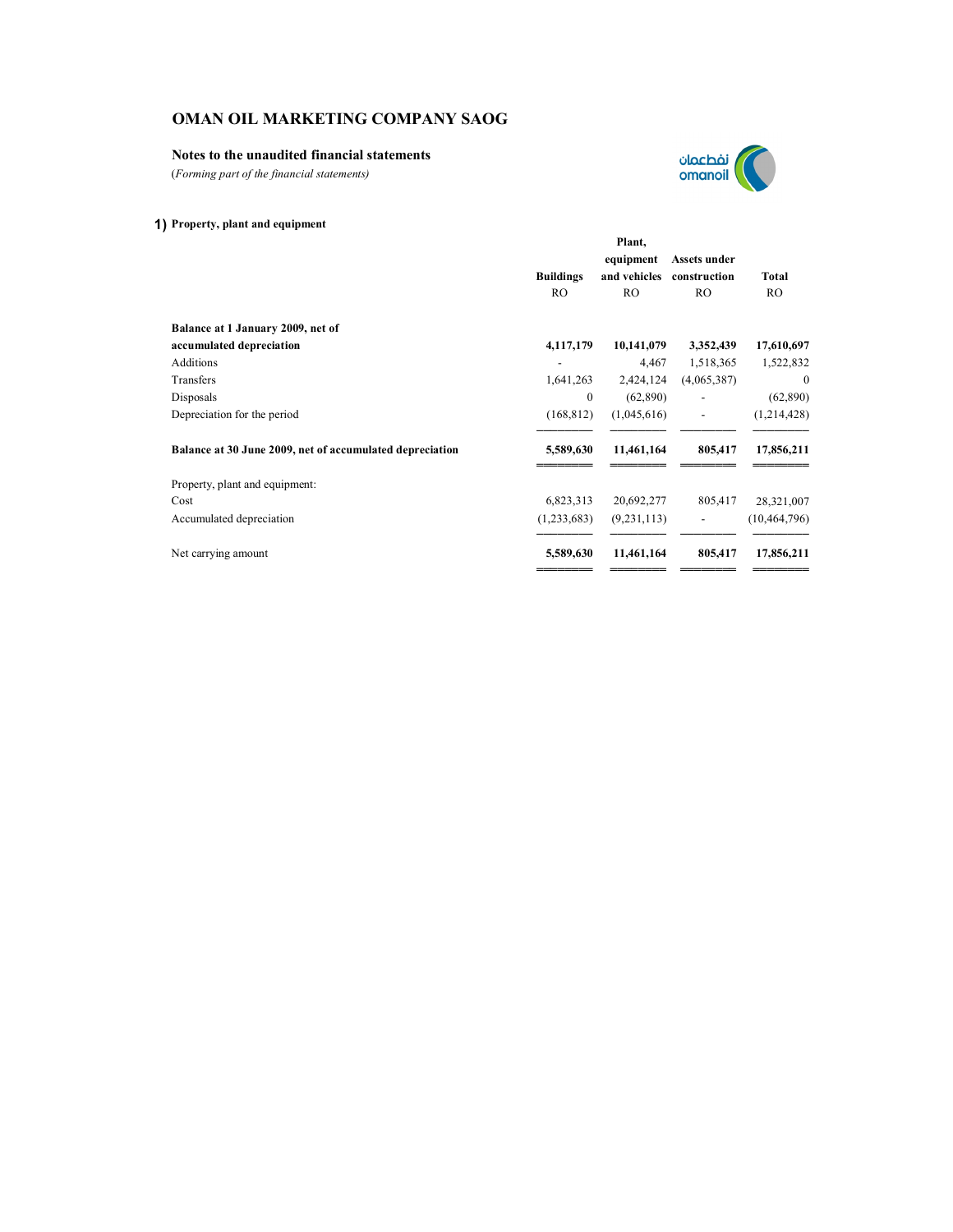# OMAN OIL MARKETING COMPANY SAOG

## Notes to the unaudited financial statements

*(Forming part of the financial statements)*

### 1) Property, plant and equipment

| | Buildings | Plant, equipment and vehicles | Assets under construction | Total |
|---|---|---|---|---|
| | RO | RO | RO | RO |
| **Balance at 1 January 2009, net of accumulated depreciation** | **4,117,179** | **10,141,079** | **3,352,439** | **17,610,697** |
| Additions | - | 4,467 | 1,518,365 | 1,522,832 |
| Transfers | 1,641,263 | 2,424,124 | (4,065,387) | 0 |
| Disposals | 0 | (62,890) | - | (62,890) |
| Depreciation for the period | (168,812) | (1,045,616) | - | (1,214,428) |
| **Balance at 30 June 2009, net of accumulated depreciation** | **5,589,630** | **11,461,164** | **805,417** | **17,856,211** |
| Property, plant and equipment: | | | | |
| Cost | 6,823,313 | 20,692,277 | 805,417 | 28,321,007 |
| Accumulated depreciation | (1,233,683) | (9,231,113) | - | (10,464,796) |
| Net carrying amount | **5,589,630** | **11,461,164** | **805,417** | **17,856,211** |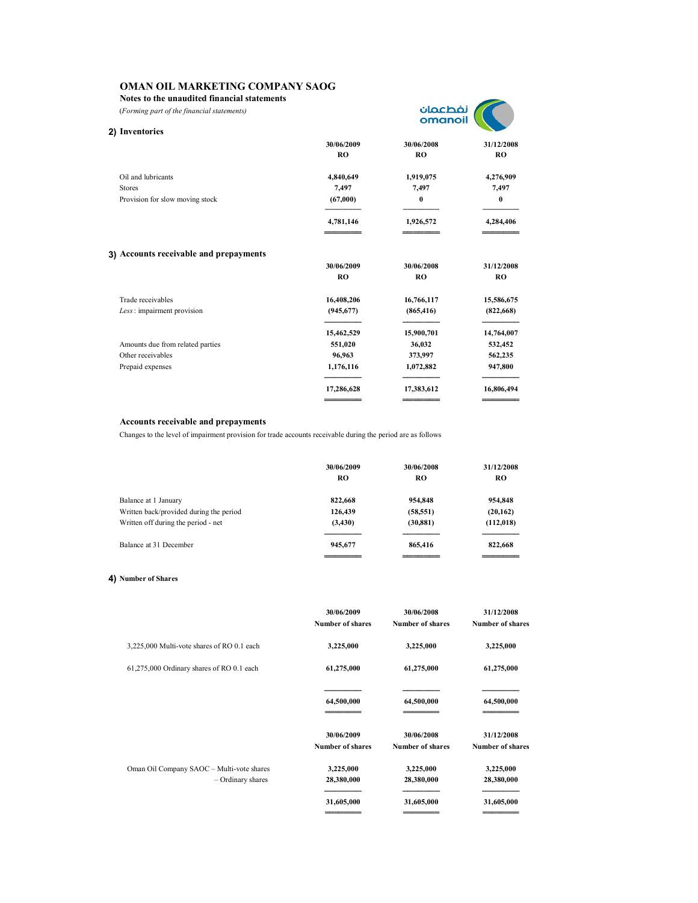# OMAN OIL MARKETING COMPANY SAOG

**Notes to the unaudited financial statements**

*(Forming part of the financial statements)*

## 2) Inventories

| | 30/06/2009 RO | 30/06/2008 RO | 31/12/2008 RO |
|---|---|---|---|
| Oil and lubricants | 4,840,649 | 1,919,075 | 4,276,909 |
| Stores | 7,497 | 7,497 | 7,497 |
| Provision for slow moving stock | (67,000) | 0 | 0 |
| | **4,781,146** | **1,926,572** | **4,284,406** |

## 3) Accounts receivable and prepayments

| | 30/06/2009 RO | 30/06/2008 RO | 31/12/2008 RO |
|---|---|---|---|
| Trade receivables | 16,408,206 | 16,766,117 | 15,586,675 |
| *Less* : impairment provision | (945,677) | (865,416) | (822,668) |
| | 15,462,529 | 15,900,701 | 14,764,007 |
| Amounts due from related parties | 551,020 | 36,032 | 532,452 |
| Other receivables | 96,963 | 373,997 | 562,235 |
| Prepaid expenses | 1,176,116 | 1,072,882 | 947,800 |
| | **17,286,628** | **17,383,612** | **16,806,494** |

### Accounts receivable and prepayments

Changes to the level of impairment provision for trade accounts receivable during the period are as follows

| | 30/06/2009 RO | 30/06/2008 RO | 31/12/2008 RO |
|---|---|---|---|
| Balance at 1 January | 822,668 | 954,848 | 954,848 |
| Written back/provided during the period | 126,439 | (58,551) | (20,162) |
| Written off during the period - net | (3,430) | (30,881) | (112,018) |
| Balance at 31 December | **945,677** | **865,416** | **822,668** |

## 4) Number of Shares

| | 30/06/2009 Number of shares | 30/06/2008 Number of shares | 31/12/2008 Number of shares |
|---|---|---|---|
| 3,225,000 Multi-vote shares of RO 0.1 each | 3,225,000 | 3,225,000 | 3,225,000 |
| 61,275,000 Ordinary shares of RO 0.1 each | 61,275,000 | 61,275,000 | 61,275,000 |
| | **64,500,000** | **64,500,000** | **64,500,000** |

| | 30/06/2009 Number of shares | 30/06/2008 Number of shares | 31/12/2008 Number of shares |
|---|---|---|---|
| Oman Oil Company SAOC – Multi-vote shares | 3,225,000 | 3,225,000 | 3,225,000 |
| – Ordinary shares | 28,380,000 | 28,380,000 | 28,380,000 |
| | **31,605,000** | **31,605,000** | **31,605,000** |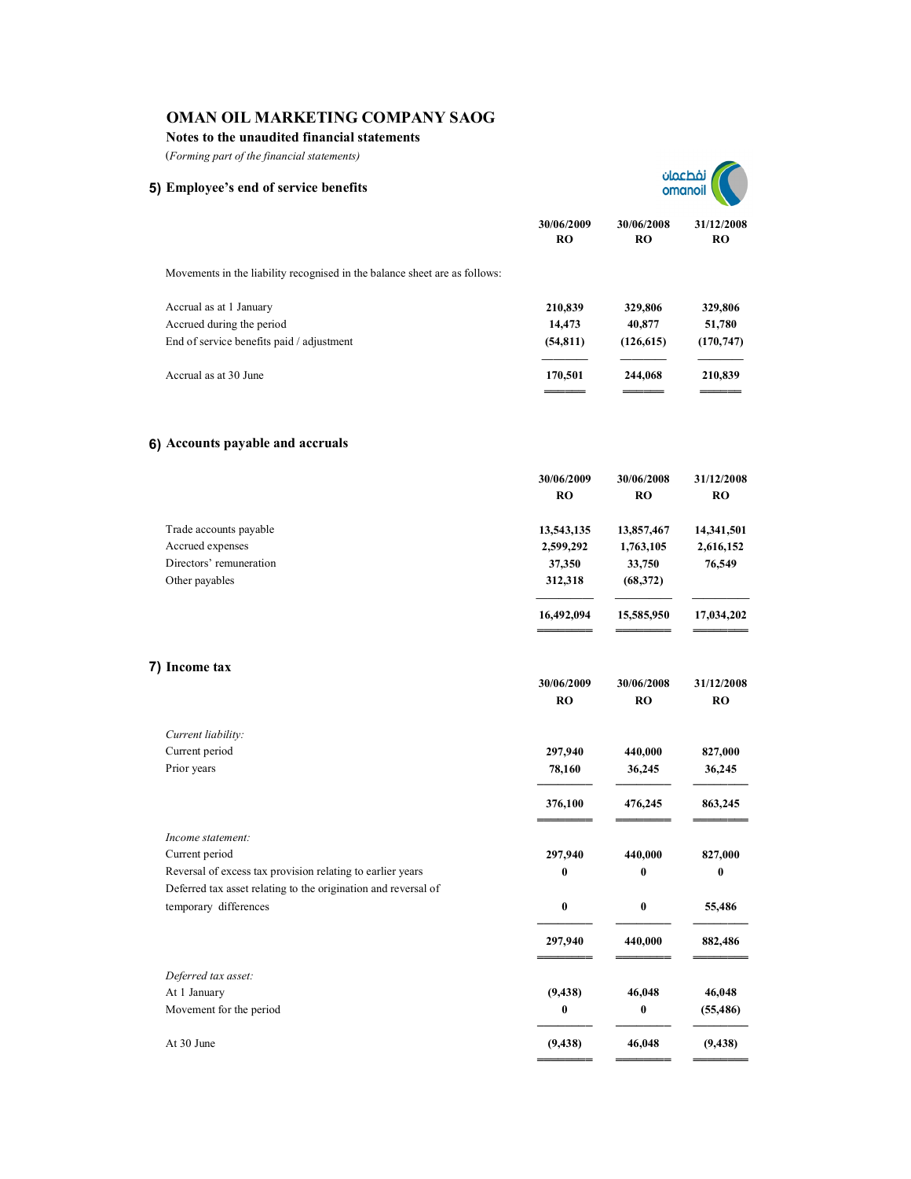# OMAN OIL MARKETING COMPANY SAOG

**Notes to the unaudited financial statements**

(*Forming part of the financial statements)*

## 5) Employee's end of service benefits

| | 30/06/2009 RO | 30/06/2008 RO | 31/12/2008 RO |
|---|---|---|---|
| Movements in the liability recognised in the balance sheet are as follows: | | | |
| Accrual as at 1 January | 210,839 | 329,806 | 329,806 |
| Accrued during the period | 14,473 | 40,877 | 51,780 |
| End of service benefits paid / adjustment | (54,811) | (126,615) | (170,747) |
| Accrual as at 30 June | 170,501 | 244,068 | 210,839 |

## 6) Accounts payable and accruals

| | 30/06/2009 RO | 30/06/2008 RO | 31/12/2008 RO |
|---|---|---|---|
| Trade accounts payable | 13,543,135 | 13,857,467 | 14,341,501 |
| Accrued expenses | 2,599,292 | 1,763,105 | 2,616,152 |
| Directors' remuneration | 37,350 | 33,750 | 76,549 |
| Other payables | 312,318 | (68,372) | |
| | 16,492,094 | 15,585,950 | 17,034,202 |

## 7) Income tax

| | 30/06/2009 RO | 30/06/2008 RO | 31/12/2008 RO |
|---|---|---|---|
| *Current liability:* | | | |
| Current period | 297,940 | 440,000 | 827,000 |
| Prior years | 78,160 | 36,245 | 36,245 |
| | 376,100 | 476,245 | 863,245 |
| *Income statement:* | | | |
| Current period | 297,940 | 440,000 | 827,000 |
| Reversal of excess tax provision relating to earlier years | 0 | 0 | 0 |
| Deferred tax asset relating to the origination and reversal of temporary differences | 0 | 0 | 55,486 |
| | 297,940 | 440,000 | 882,486 |
| *Deferred tax asset:* | | | |
| At 1 January | (9,438) | 46,048 | 46,048 |
| Movement for the period | 0 | 0 | (55,486) |
| At 30 June | (9,438) | 46,048 | (9,438) |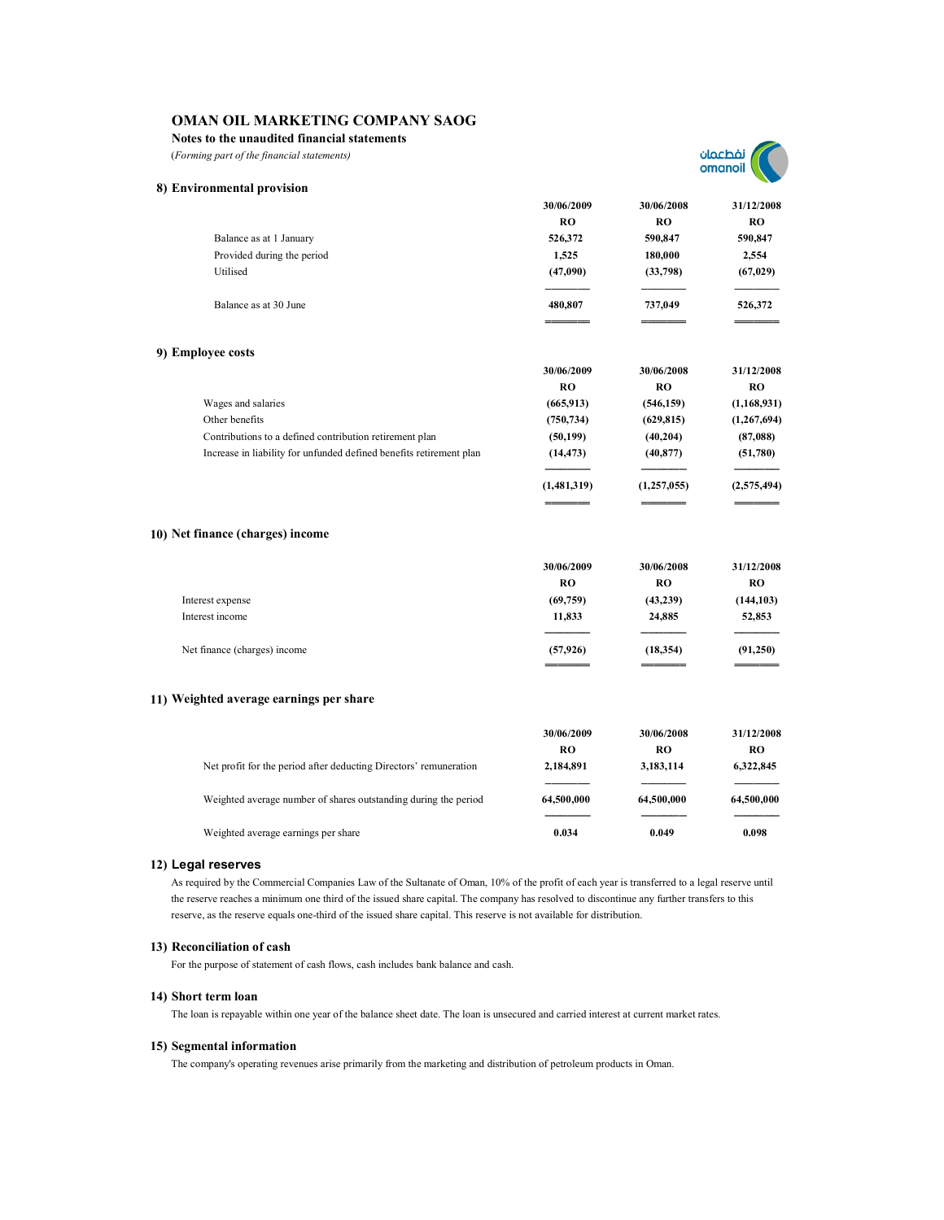# OMAN OIL MARKETING COMPANY SAOG

**Notes to the unaudited financial statements**

*(Forming part of the financial statements)*

## 8) Environmental provision

| | 30/06/2009 | 30/06/2008 | 31/12/2008 |
|---|---|---|---|
| | RO | RO | RO |
| Balance as at 1 January | 526,372 | 590,847 | 590,847 |
| Provided during the period | 1,525 | 180,000 | 2,554 |
| Utilised | (47,090) | (33,798) | (67,029) |
| Balance as at 30 June | 480,807 | 737,049 | 526,372 |

## 9) Employee costs

| | 30/06/2009 | 30/06/2008 | 31/12/2008 |
|---|---|---|---|
| | RO | RO | RO |
| Wages and salaries | (665,913) | (546,159) | (1,168,931) |
| Other benefits | (750,734) | (629,815) | (1,267,694) |
| Contributions to a defined contribution retirement plan | (50,199) | (40,204) | (87,088) |
| Increase in liability for unfunded defined benefits retirement plan | (14,473) | (40,877) | (51,780) |
| | (1,481,319) | (1,257,055) | (2,575,494) |

## 10) Net finance (charges) income

| | 30/06/2009 | 30/06/2008 | 31/12/2008 |
|---|---|---|---|
| | RO | RO | RO |
| Interest expense | (69,759) | (43,239) | (144,103) |
| Interest income | 11,833 | 24,885 | 52,853 |
| Net finance (charges) income | (57,926) | (18,354) | (91,250) |

## 11) Weighted average earnings per share

| | 30/06/2009 | 30/06/2008 | 31/12/2008 |
|---|---|---|---|
| | RO | RO | RO |
| Net profit for the period after deducting Directors' remuneration | 2,184,891 | 3,183,114 | 6,322,845 |
| Weighted average number of shares outstanding during the period | 64,500,000 | 64,500,000 | 64,500,000 |
| Weighted average earnings per share | 0.034 | 0.049 | 0.098 |

## 12) Legal reserves

As required by the Commercial Companies Law of the Sultanate of Oman, 10% of the profit of each year is transferred to a legal reserve until the reserve reaches a minimum one third of the issued share capital. The company has resolved to discontinue any further transfers to this reserve, as the reserve equals one-third of the issued share capital. This reserve is not available for distribution.

## 13) Reconciliation of cash

For the purpose of statement of cash flows, cash includes bank balance and cash.

## 14) Short term loan

The loan is repayable within one year of the balance sheet date. The loan is unsecured and carried interest at current market rates.

## 15) Segmental information

The company's operating revenues arise primarily from the marketing and distribution of petroleum products in Oman.